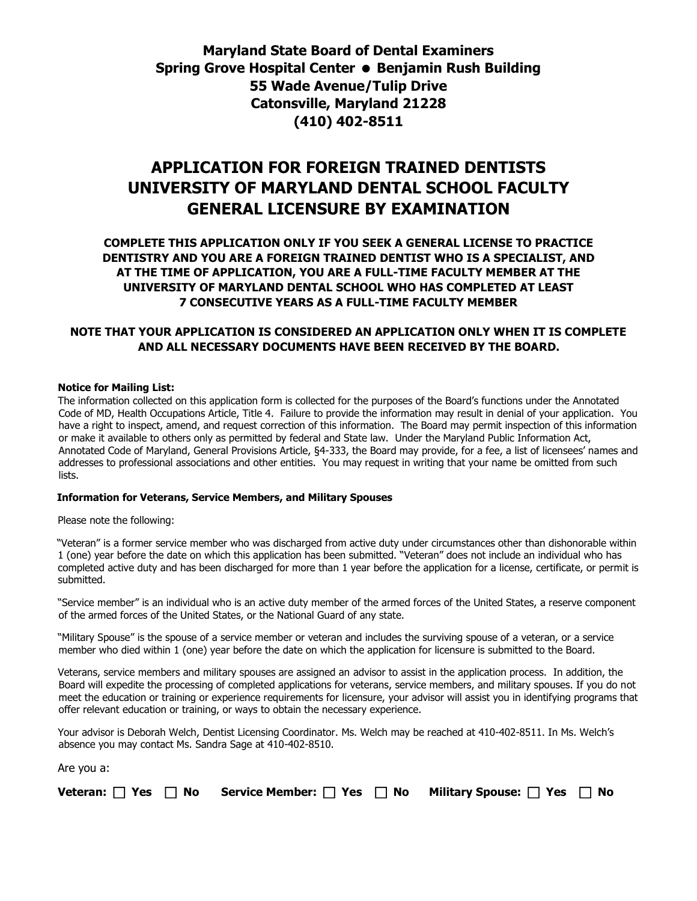**Maryland State Board of Dental Examiners**
**Spring Grove Hospital Center ● Benjamin Rush Building**
**55 Wade Avenue/Tulip Drive**
**Catonsville, Maryland 21228**
**(410) 402-8511**

# APPLICATION FOR FOREIGN TRAINED DENTISTS UNIVERSITY OF MARYLAND DENTAL SCHOOL FACULTY GENERAL LICENSURE BY EXAMINATION

**COMPLETE THIS APPLICATION ONLY IF YOU SEEK A GENERAL LICENSE TO PRACTICE DENTISTRY AND YOU ARE A FOREIGN TRAINED DENTIST WHO IS A SPECIALIST, AND AT THE TIME OF APPLICATION, YOU ARE A FULL-TIME FACULTY MEMBER AT THE UNIVERSITY OF MARYLAND DENTAL SCHOOL WHO HAS COMPLETED AT LEAST 7 CONSECUTIVE YEARS AS A FULL-TIME FACULTY MEMBER**

**NOTE THAT YOUR APPLICATION IS CONSIDERED AN APPLICATION ONLY WHEN IT IS COMPLETE AND ALL NECESSARY DOCUMENTS HAVE BEEN RECEIVED BY THE BOARD.**

**Notice for Mailing List:**
The information collected on this application form is collected for the purposes of the Board's functions under the Annotated Code of MD, Health Occupations Article, Title 4. Failure to provide the information may result in denial of your application. You have a right to inspect, amend, and request correction of this information. The Board may permit inspection of this information or make it available to others only as permitted by federal and State law. Under the Maryland Public Information Act, Annotated Code of Maryland, General Provisions Article, §4-333, the Board may provide, for a fee, a list of licensees' names and addresses to professional associations and other entities. You may request in writing that your name be omitted from such lists.

**Information for Veterans, Service Members, and Military Spouses**

Please note the following:

"Veteran" is a former service member who was discharged from active duty under circumstances other than dishonorable within 1 (one) year before the date on which this application has been submitted. "Veteran" does not include an individual who has completed active duty and has been discharged for more than 1 year before the application for a license, certificate, or permit is submitted.

"Service member" is an individual who is an active duty member of the armed forces of the United States, a reserve component of the armed forces of the United States, or the National Guard of any state.

"Military Spouse" is the spouse of a service member or veteran and includes the surviving spouse of a veteran, or a service member who died within 1 (one) year before the date on which the application for licensure is submitted to the Board.

Veterans, service members and military spouses are assigned an advisor to assist in the application process. In addition, the Board will expedite the processing of completed applications for veterans, service members, and military spouses. If you do not meet the education or training or experience requirements for licensure, your advisor will assist you in identifying programs that offer relevant education or training, or ways to obtain the necessary experience.

Your advisor is Deborah Welch, Dentist Licensing Coordinator. Ms. Welch may be reached at 410-402-8511. In Ms. Welch's absence you may contact Ms. Sandra Sage at 410-402-8510.

Are you a:

**Veteran:** ☐ **Yes** ☐ **No** **Service Member:** ☐ **Yes** ☐ **No** **Military Spouse:** ☐ **Yes** ☐ **No**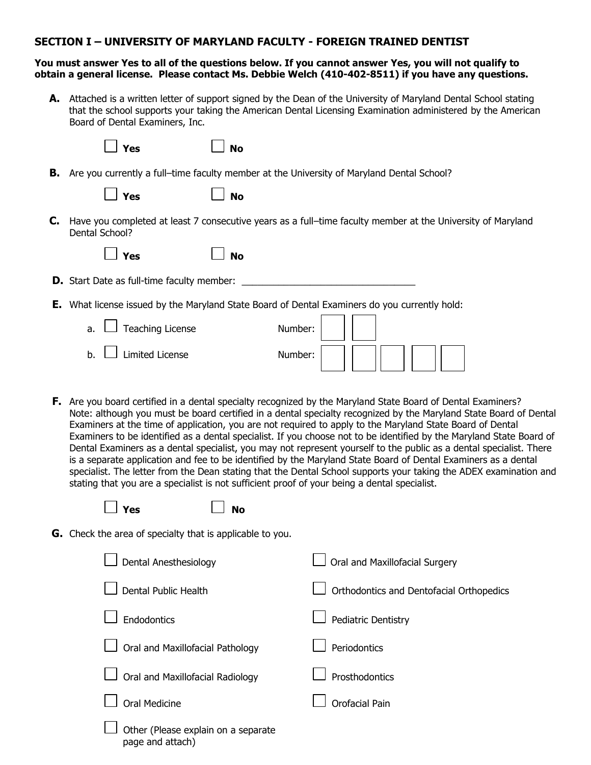## SECTION I – UNIVERSITY OF MARYLAND FACULTY - FOREIGN TRAINED DENTIST

**You must answer Yes to all of the questions below. If you cannot answer Yes, you will not qualify to obtain a general license. Please contact Ms. Debbie Welch (410-402-8511) if you have any questions.**

**A.** Attached is a written letter of support signed by the Dean of the University of Maryland Dental School stating that the school supports your taking the American Dental Licensing Examination administered by the American Board of Dental Examiners, Inc.

☐ **Yes** ☐ **No**

**B.** Are you currently a full–time faculty member at the University of Maryland Dental School?

☐ **Yes** ☐ **No**

**C.** Have you completed at least 7 consecutive years as a full–time faculty member at the University of Maryland Dental School?

☐ **Yes** ☐ **No**

**D.** Start Date as full-time faculty member: ________________________________

**E.** What license issued by the Maryland State Board of Dental Examiners do you currently hold:

a. ☐ Teaching License Number: ☐☐

b. ☐ Limited License Number: ☐☐☐☐☐

**F.** Are you board certified in a dental specialty recognized by the Maryland State Board of Dental Examiners? Note: although you must be board certified in a dental specialty recognized by the Maryland State Board of Dental Examiners at the time of application, you are not required to apply to the Maryland State Board of Dental Examiners to be identified as a dental specialist. If you choose not to be identified by the Maryland State Board of Dental Examiners as a dental specialist, you may not represent yourself to the public as a dental specialist. There is a separate application and fee to be identified by the Maryland State Board of Dental Examiners as a dental specialist. The letter from the Dean stating that the Dental School supports your taking the ADEX examination and stating that you are a specialist is not sufficient proof of your being a dental specialist.

☐ **Yes** ☐ **No**

**G.** Check the area of specialty that is applicable to you.

- ☐ Dental Anesthesiology
- ☐ Dental Public Health
- ☐ Endodontics
- ☐ Oral and Maxillofacial Pathology
- ☐ Oral and Maxillofacial Radiology
- ☐ Oral Medicine
- ☐ Other (Please explain on a separate page and attach)
- ☐ Oral and Maxillofacial Surgery
- ☐ Orthodontics and Dentofacial Orthopedics
- ☐ Pediatric Dentistry
- ☐ Periodontics
- ☐ Prosthodontics
- ☐ Orofacial Pain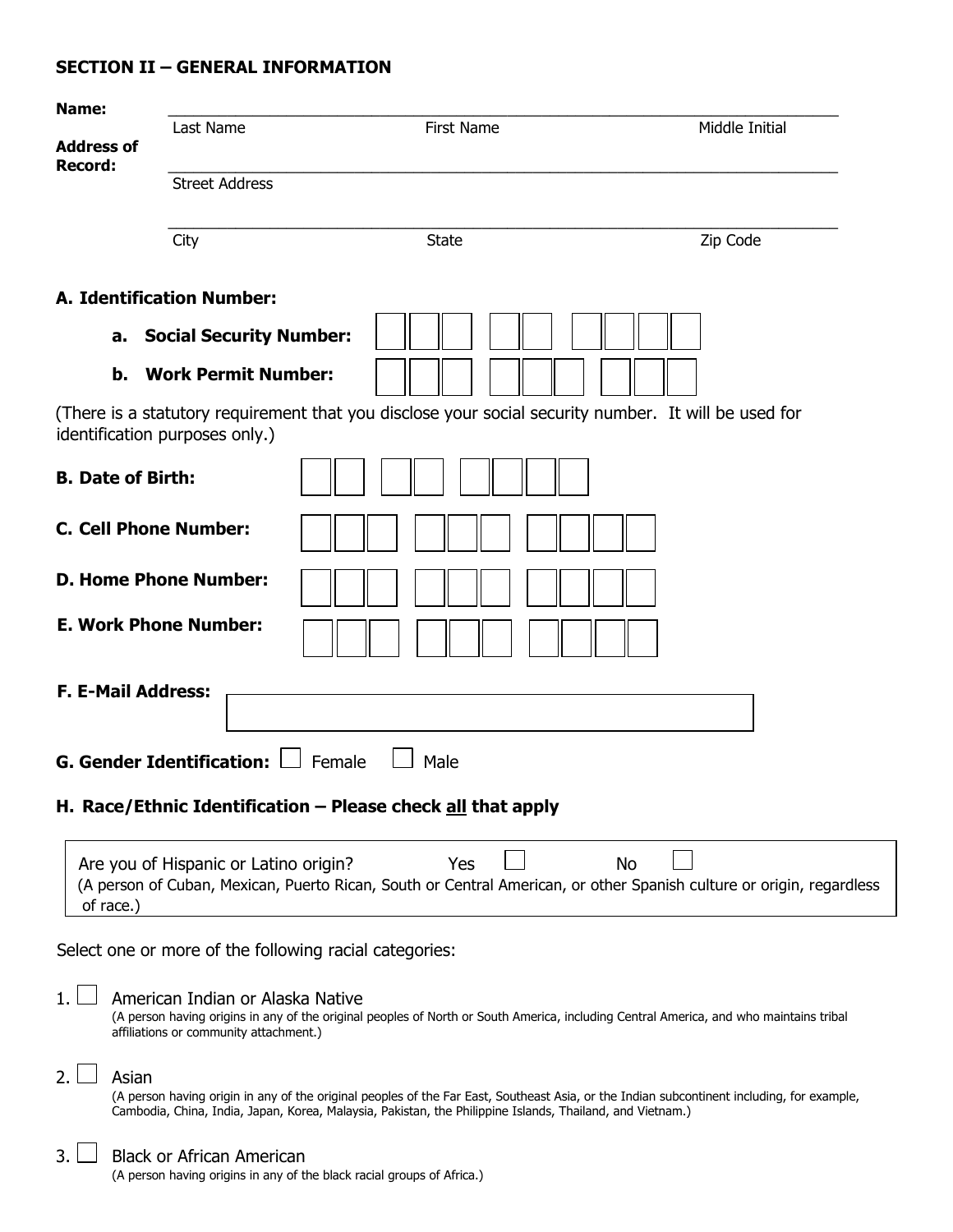## SECTION II – GENERAL INFORMATION

**Name:** ______________________________________________
Last Name First Name Middle Initial

**Address of Record:** ______________________________________________
Street Address

______________________________________________
City State Zip Code

### A. Identification Number:

**a. Social Security Number:** ☐☐☐ ☐☐ ☐☐☐☐

**b. Work Permit Number:** ☐☐☐ ☐☐☐ ☐☐☐

(There is a statutory requirement that you disclose your social security number. It will be used for identification purposes only.)

**B. Date of Birth:** ☐☐ ☐☐ ☐☐☐☐

**C. Cell Phone Number:** ☐☐☐ ☐☐☐ ☐☐☐☐

**D. Home Phone Number:** ☐☐☐ ☐☐☐ ☐☐☐☐

**E. Work Phone Number:** ☐☐☐ ☐☐☐ ☐☐☐☐

**F. E-Mail Address:** ______________________________________________

**G. Gender Identification:** ☐ Female ☐ Male

### H. Race/Ethnic Identification – Please check all that apply

Are you of Hispanic or Latino origin? Yes ☐ No ☐
(A person of Cuban, Mexican, Puerto Rican, South or Central American, or other Spanish culture or origin, regardless of race.)

Select one or more of the following racial categories:

1. ☐ American Indian or Alaska Native
(A person having origins in any of the original peoples of North or South America, including Central America, and who maintains tribal affiliations or community attachment.)

2. ☐ Asian
(A person having origin in any of the original peoples of the Far East, Southeast Asia, or the Indian subcontinent including, for example, Cambodia, China, India, Japan, Korea, Malaysia, Pakistan, the Philippine Islands, Thailand, and Vietnam.)

3. ☐ Black or African American
(A person having origins in any of the black racial groups of Africa.)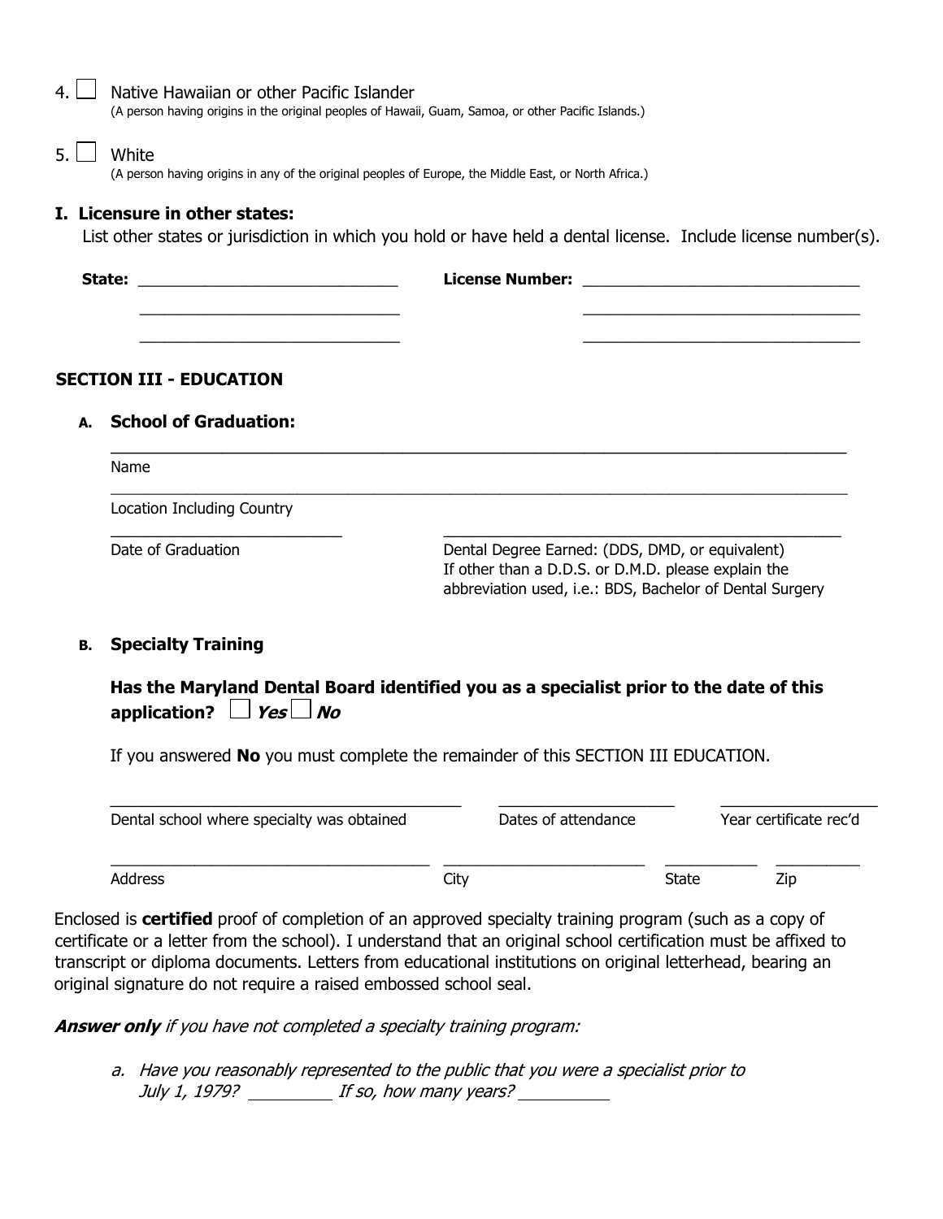4. ☐ Native Hawaiian or other Pacific Islander
   (A person having origins in the original peoples of Hawaii, Guam, Samoa, or other Pacific Islands.)

5. ☐ White
   (A person having origins in any of the original peoples of Europe, the Middle East, or North Africa.)

**I. Licensure in other states:**

List other states or jurisdiction in which you hold or have held a dental license. Include license number(s).

**State:** ______________________________ **License Number:** ______________________________

______________________________ ______________________________

______________________________ ______________________________

## SECTION III - EDUCATION

**A. School of Graduation:**

_______________________________________________________________

Name

_______________________________________________________________

Location Including Country

__________________________ ______________________________________________

Date of Graduation

Dental Degree Earned: (DDS, DMD, or equivalent) If other than a D.D.S. or D.M.D. please explain the abbreviation used, i.e.: BDS, Bachelor of Dental Surgery

**B. Specialty Training**

**Has the Maryland Dental Board identified you as a specialist prior to the date of this application?** ☐ ***Yes*** ☐ ***No***

If you answered **No** you must complete the remainder of this SECTION III EDUCATION.

________________________________________ ____________________ __________________

Dental school where specialty was obtained | Dates of attendance | Year certificate rec'd

____________________________________ ______________________ __________ __________

Address | City | State | Zip

Enclosed is **certified** proof of completion of an approved specialty training program (such as a copy of certificate or a letter from the school). I understand that an original school certification must be affixed to transcript or diploma documents. Letters from educational institutions on original letterhead, bearing an original signature do not require a raised embossed school seal.

***Answer only*** *if you have not completed a specialty training program:*

*a. Have you reasonably represented to the public that you were a specialist prior to July 1, 1979?* _________ *If so, how many years?* __________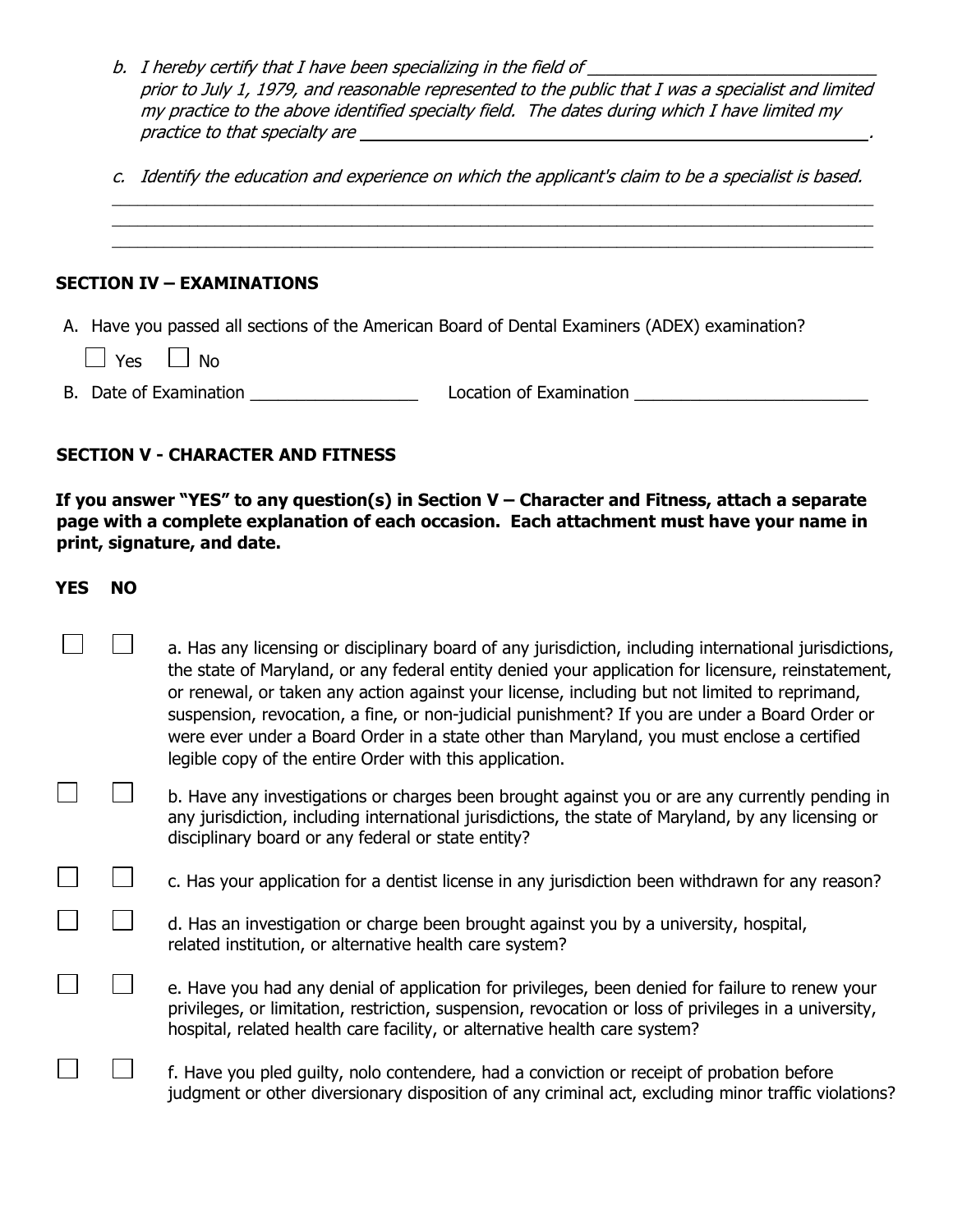*b. I hereby certify that I have been specializing in the field of \_\_\_\_\_\_\_\_\_\_\_\_\_\_\_\_\_\_\_\_\_\_\_\_\_\_\_\_\_\_ prior to July 1, 1979, and reasonable represented to the public that I was a specialist and limited my practice to the above identified specialty field. The dates during which I have limited my practice to that specialty are \_\_\_\_\_\_\_\_\_\_\_\_\_\_\_\_\_\_\_\_\_\_\_\_\_\_\_\_\_\_\_\_\_\_\_\_\_\_\_\_\_\_\_\_\_\_\_\_\_\_.*

*c. Identify the education and experience on which the applicant's claim to be a specialist is based.*

\_\_\_\_\_\_\_\_\_\_\_\_\_\_\_\_\_\_\_\_\_\_\_\_\_\_\_\_\_\_\_\_\_\_\_\_\_\_\_\_\_\_\_\_\_\_\_\_\_\_\_\_\_\_\_\_\_\_\_\_\_\_\_\_\_\_\_\_\_\_\_\_\_\_\_\_\_\_
\_\_\_\_\_\_\_\_\_\_\_\_\_\_\_\_\_\_\_\_\_\_\_\_\_\_\_\_\_\_\_\_\_\_\_\_\_\_\_\_\_\_\_\_\_\_\_\_\_\_\_\_\_\_\_\_\_\_\_\_\_\_\_\_\_\_\_\_\_\_\_\_\_\_\_\_\_\_
\_\_\_\_\_\_\_\_\_\_\_\_\_\_\_\_\_\_\_\_\_\_\_\_\_\_\_\_\_\_\_\_\_\_\_\_\_\_\_\_\_\_\_\_\_\_\_\_\_\_\_\_\_\_\_\_\_\_\_\_\_\_\_\_\_\_\_\_\_\_\_\_\_\_\_\_\_\_

## SECTION IV – EXAMINATIONS

A. Have you passed all sections of the American Board of Dental Examiners (ADEX) examination?

☐ Yes ☐ No

B. Date of Examination \_\_\_\_\_\_\_\_\_\_\_\_\_\_\_\_\_\_ Location of Examination \_\_\_\_\_\_\_\_\_\_\_\_\_\_\_\_\_\_\_\_\_\_\_\_\_\_

## SECTION V - CHARACTER AND FITNESS

**If you answer "YES" to any question(s) in Section V – Character and Fitness, attach a separate page with a complete explanation of each occasion. Each attachment must have your name in print, signature, and date.**

| YES | NO | |
|---|---|---|
| ☐ | ☐ | a. Has any licensing or disciplinary board of any jurisdiction, including international jurisdictions, the state of Maryland, or any federal entity denied your application for licensure, reinstatement, or renewal, or taken any action against your license, including but not limited to reprimand, suspension, revocation, a fine, or non-judicial punishment? If you are under a Board Order or were ever under a Board Order in a state other than Maryland, you must enclose a certified legible copy of the entire Order with this application. |
| ☐ | ☐ | b. Have any investigations or charges been brought against you or are any currently pending in any jurisdiction, including international jurisdictions, the state of Maryland, by any licensing or disciplinary board or any federal or state entity? |
| ☐ | ☐ | c. Has your application for a dentist license in any jurisdiction been withdrawn for any reason? |
| ☐ | ☐ | d. Has an investigation or charge been brought against you by a university, hospital, related institution, or alternative health care system? |
| ☐ | ☐ | e. Have you had any denial of application for privileges, been denied for failure to renew your privileges, or limitation, restriction, suspension, revocation or loss of privileges in a university, hospital, related health care facility, or alternative health care system? |
| ☐ | ☐ | f. Have you pled guilty, nolo contendere, had a conviction or receipt of probation before judgment or other diversionary disposition of any criminal act, excluding minor traffic violations? |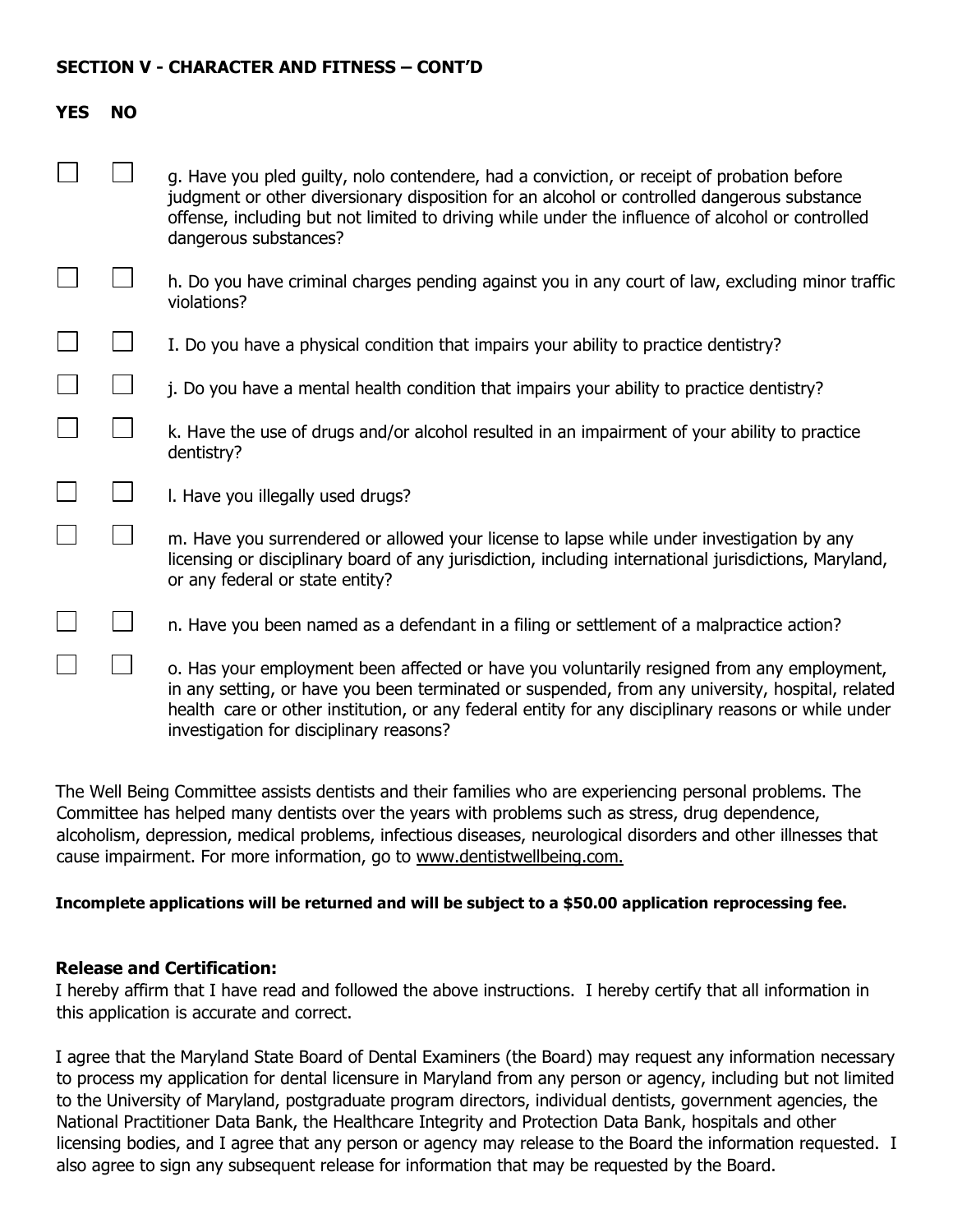**SECTION V - CHARACTER AND FITNESS – CONT'D**

| YES | NO | |
|---|---|---|
| ☐ | ☐ | g. Have you pled guilty, nolo contendere, had a conviction, or receipt of probation before judgment or other diversionary disposition for an alcohol or controlled dangerous substance offense, including but not limited to driving while under the influence of alcohol or controlled dangerous substances? |
| ☐ | ☐ | h. Do you have criminal charges pending against you in any court of law, excluding minor traffic violations? |
| ☐ | ☐ | I. Do you have a physical condition that impairs your ability to practice dentistry? |
| ☐ | ☐ | j. Do you have a mental health condition that impairs your ability to practice dentistry? |
| ☐ | ☐ | k. Have the use of drugs and/or alcohol resulted in an impairment of your ability to practice dentistry? |
| ☐ | ☐ | l. Have you illegally used drugs? |
| ☐ | ☐ | m. Have you surrendered or allowed your license to lapse while under investigation by any licensing or disciplinary board of any jurisdiction, including international jurisdictions, Maryland, or any federal or state entity? |
| ☐ | ☐ | n. Have you been named as a defendant in a filing or settlement of a malpractice action? |
| ☐ | ☐ | o. Has your employment been affected or have you voluntarily resigned from any employment, in any setting, or have you been terminated or suspended, from any university, hospital, related health care or other institution, or any federal entity for any disciplinary reasons or while under investigation for disciplinary reasons? |

The Well Being Committee assists dentists and their families who are experiencing personal problems. The Committee has helped many dentists over the years with problems such as stress, drug dependence, alcoholism, depression, medical problems, infectious diseases, neurological disorders and other illnesses that cause impairment. For more information, go to www.dentistwellbeing.com.

**Incomplete applications will be returned and will be subject to a $50.00 application reprocessing fee.**

**Release and Certification:**

I hereby affirm that I have read and followed the above instructions. I hereby certify that all information in this application is accurate and correct.

I agree that the Maryland State Board of Dental Examiners (the Board) may request any information necessary to process my application for dental licensure in Maryland from any person or agency, including but not limited to the University of Maryland, postgraduate program directors, individual dentists, government agencies, the National Practitioner Data Bank, the Healthcare Integrity and Protection Data Bank, hospitals and other licensing bodies, and I agree that any person or agency may release to the Board the information requested. I also agree to sign any subsequent release for information that may be requested by the Board.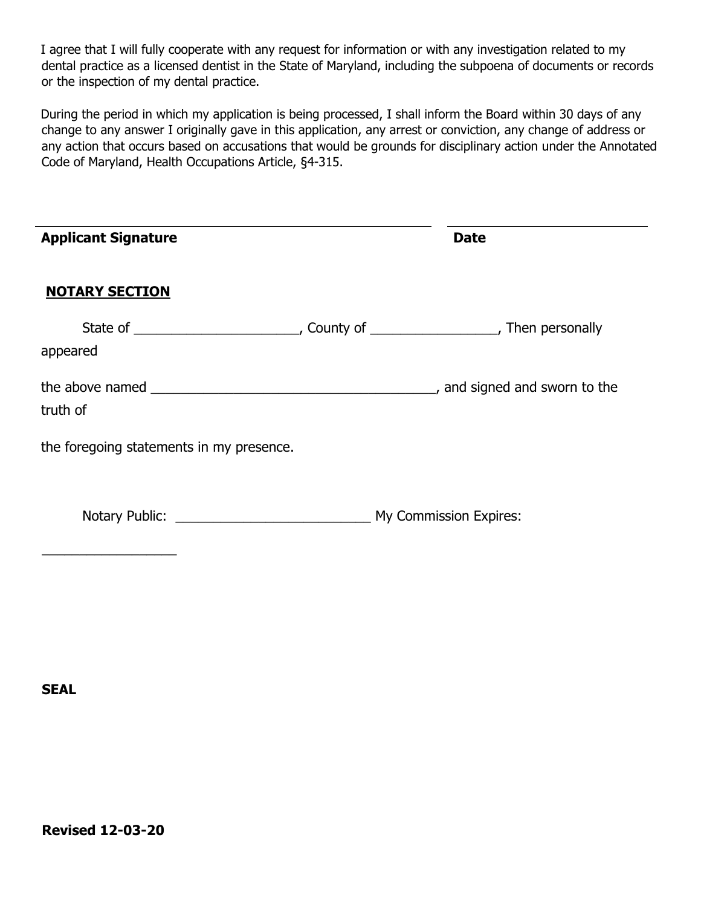I agree that I will fully cooperate with any request for information or with any investigation related to my dental practice as a licensed dentist in the State of Maryland, including the subpoena of documents or records or the inspection of my dental practice.

During the period in which my application is being processed, I shall inform the Board within 30 days of any change to any answer I originally gave in this application, any arrest or conviction, any change of address or any action that occurs based on accusations that would be grounds for disciplinary action under the Annotated Code of Maryland, Health Occupations Article, §4-315.

_______________________________________________ _________________________

**Applicant Signature** **Date**

**NOTARY SECTION**

State of ______________________, County of _________________, Then personally appeared

the above named _______________________________________, and signed and sworn to the truth of

the foregoing statements in my presence.

Notary Public: __________________________ My Commission Expires: __________________

**SEAL**

**Revised 12-03-20**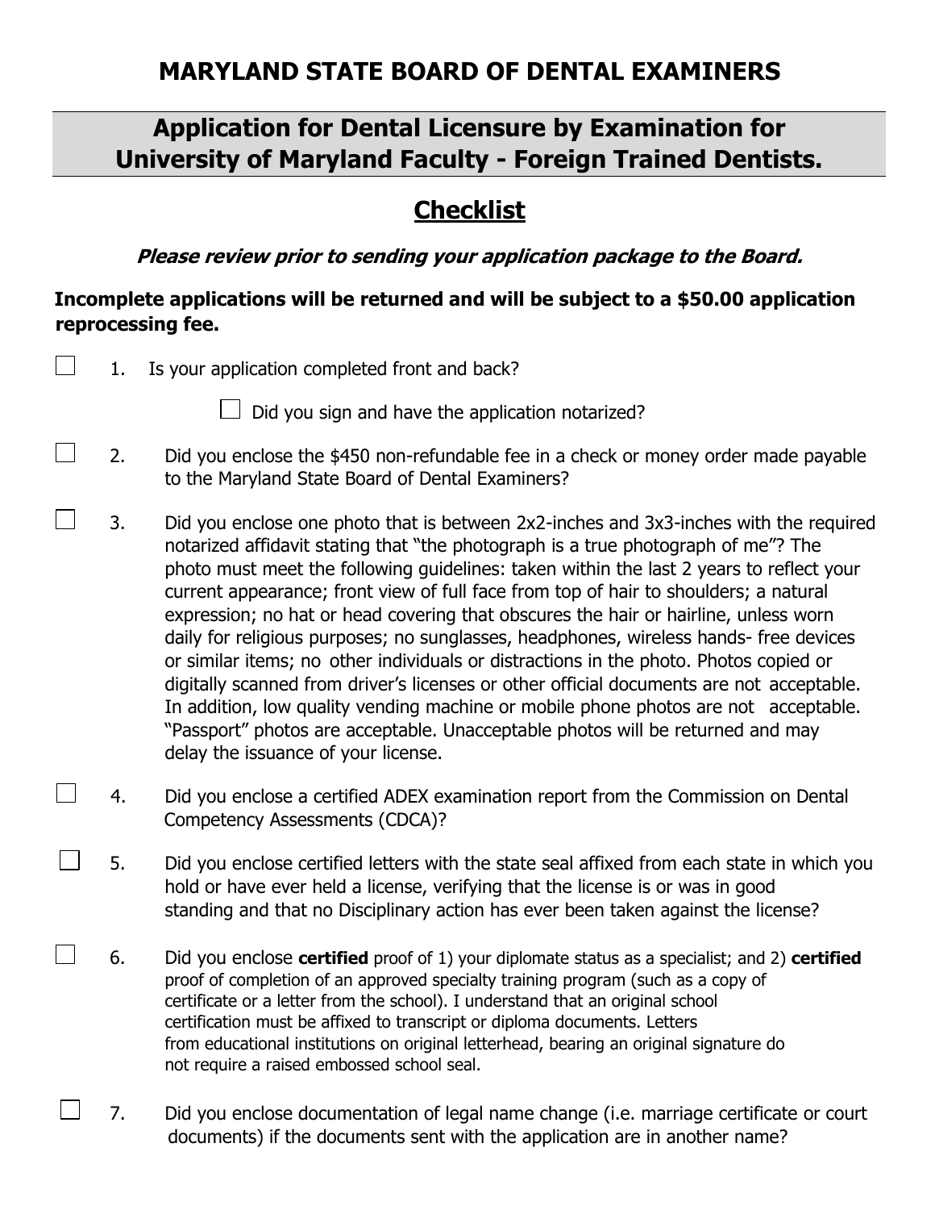# MARYLAND STATE BOARD OF DENTAL EXAMINERS

## Application for Dental Licensure by Examination for University of Maryland Faculty - Foreign Trained Dentists.

## Checklist

***Please review prior to sending your application package to the Board.***

**Incomplete applications will be returned and will be subject to a $50.00 application reprocessing fee.**

☐ 1. Is your application completed front and back?

☐ Did you sign and have the application notarized?

☐ 2. Did you enclose the $450 non-refundable fee in a check or money order made payable to the Maryland State Board of Dental Examiners?

☐ 3. Did you enclose one photo that is between 2x2-inches and 3x3-inches with the required notarized affidavit stating that "the photograph is a true photograph of me"? The photo must meet the following guidelines: taken within the last 2 years to reflect your current appearance; front view of full face from top of hair to shoulders; a natural expression; no hat or head covering that obscures the hair or hairline, unless worn daily for religious purposes; no sunglasses, headphones, wireless hands- free devices or similar items; no other individuals or distractions in the photo. Photos copied or digitally scanned from driver's licenses or other official documents are not acceptable. In addition, low quality vending machine or mobile phone photos are not acceptable. "Passport" photos are acceptable. Unacceptable photos will be returned and may delay the issuance of your license.

☐ 4. Did you enclose a certified ADEX examination report from the Commission on Dental Competency Assessments (CDCA)?

☐ 5. Did you enclose certified letters with the state seal affixed from each state in which you hold or have ever held a license, verifying that the license is or was in good standing and that no Disciplinary action has ever been taken against the license?

☐ 6. Did you enclose **certified** proof of 1) your diplomate status as a specialist; and 2) **certified** proof of completion of an approved specialty training program (such as a copy of certificate or a letter from the school). I understand that an original school certification must be affixed to transcript or diploma documents. Letters from educational institutions on original letterhead, bearing an original signature do not require a raised embossed school seal.

☐ 7. Did you enclose documentation of legal name change (i.e. marriage certificate or court documents) if the documents sent with the application are in another name?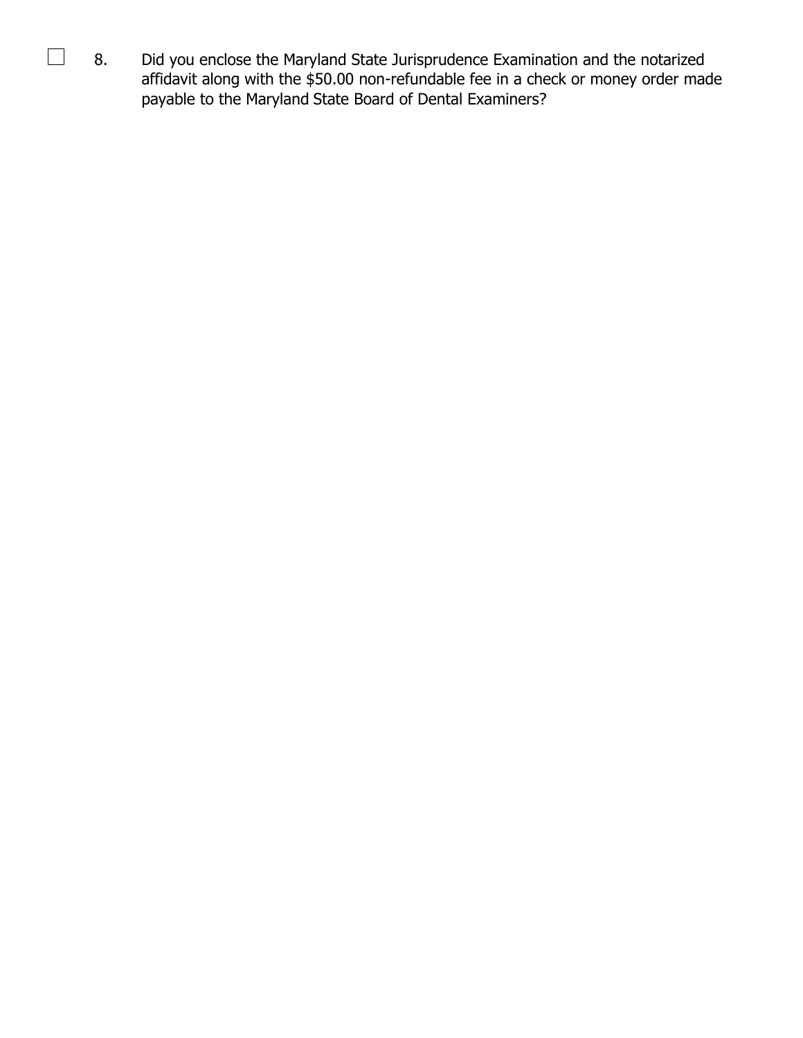- [ ] 8. Did you enclose the Maryland State Jurisprudence Examination and the notarized affidavit along with the $50.00 non-refundable fee in a check or money order made payable to the Maryland State Board of Dental Examiners?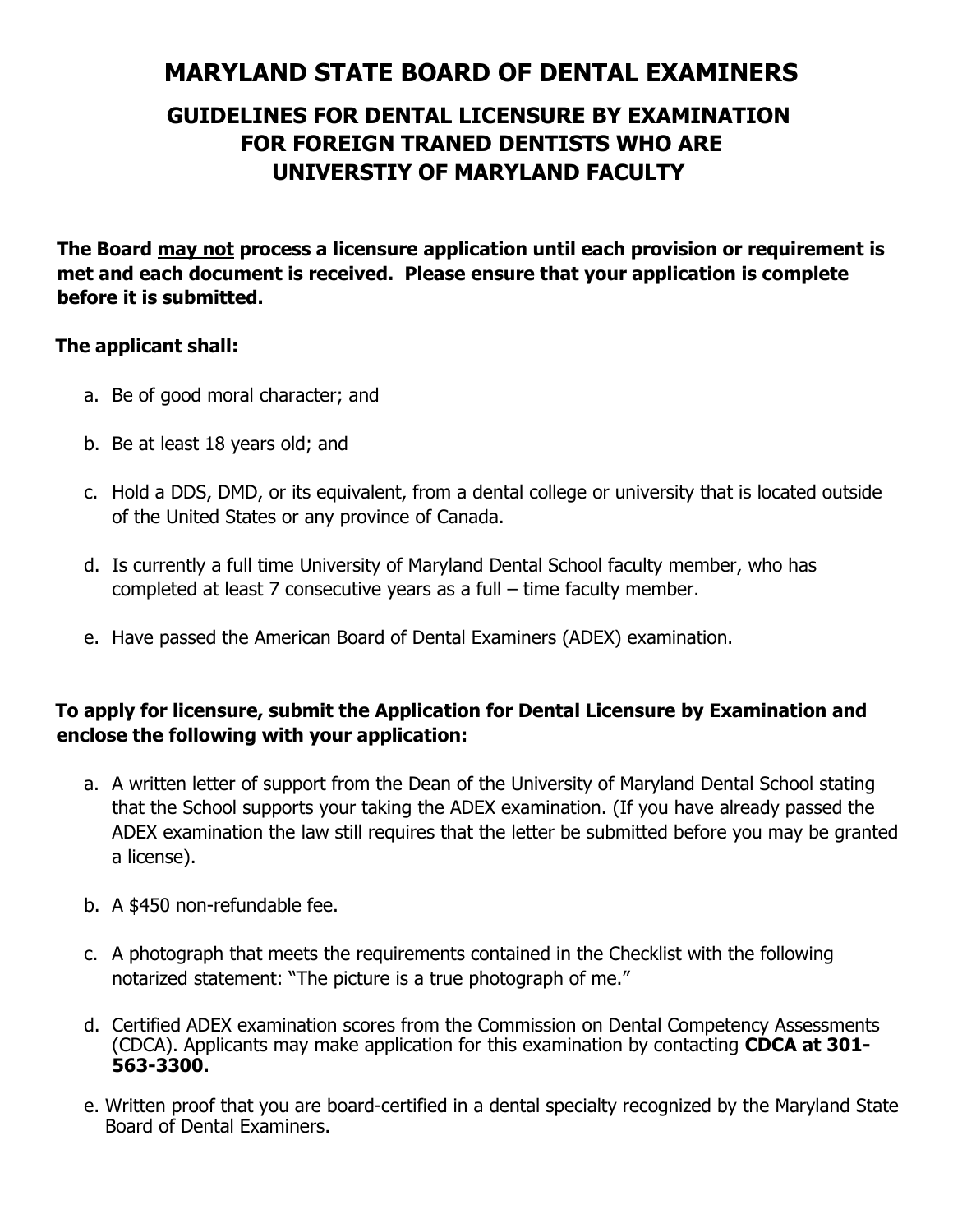# MARYLAND STATE BOARD OF DENTAL EXAMINERS

## GUIDELINES FOR DENTAL LICENSURE BY EXAMINATION FOR FOREIGN TRANED DENTISTS WHO ARE UNIVERSTIY OF MARYLAND FACULTY

**The Board <u>may not</u> process a licensure application until each provision or requirement is met and each document is received. Please ensure that your application is complete before it is submitted.**

**The applicant shall:**

a. Be of good moral character; and

b. Be at least 18 years old; and

c. Hold a DDS, DMD, or its equivalent, from a dental college or university that is located outside of the United States or any province of Canada.

d. Is currently a full time University of Maryland Dental School faculty member, who has completed at least 7 consecutive years as a full – time faculty member.

e. Have passed the American Board of Dental Examiners (ADEX) examination.

**To apply for licensure, submit the Application for Dental Licensure by Examination and enclose the following with your application:**

a. A written letter of support from the Dean of the University of Maryland Dental School stating that the School supports your taking the ADEX examination. (If you have already passed the ADEX examination the law still requires that the letter be submitted before you may be granted a license).

b. A $450 non-refundable fee.

c. A photograph that meets the requirements contained in the Checklist with the following notarized statement: "The picture is a true photograph of me."

d. Certified ADEX examination scores from the Commission on Dental Competency Assessments (CDCA). Applicants may make application for this examination by contacting **CDCA at 301-563-3300.**

e. Written proof that you are board-certified in a dental specialty recognized by the Maryland State Board of Dental Examiners.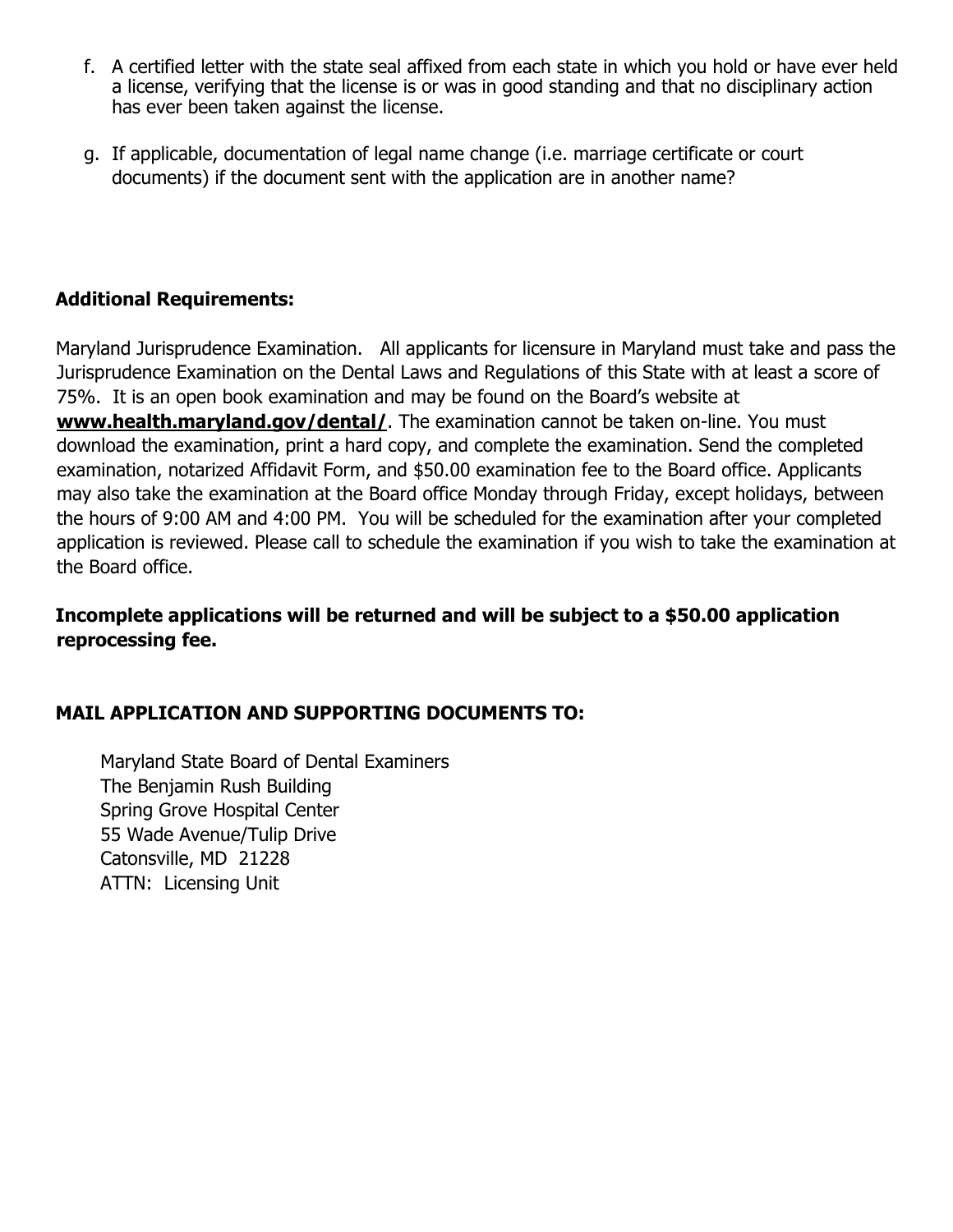f. A certified letter with the state seal affixed from each state in which you hold or have ever held a license, verifying that the license is or was in good standing and that no disciplinary action has ever been taken against the license.

g. If applicable, documentation of legal name change (i.e. marriage certificate or court documents) if the document sent with the application are in another name?

**Additional Requirements:**

Maryland Jurisprudence Examination. All applicants for licensure in Maryland must take and pass the Jurisprudence Examination on the Dental Laws and Regulations of this State with at least a score of 75%. It is an open book examination and may be found on the Board's website at **www.health.maryland.gov/dental/**. The examination cannot be taken on-line. You must download the examination, print a hard copy, and complete the examination. Send the completed examination, notarized Affidavit Form, and $50.00 examination fee to the Board office. Applicants may also take the examination at the Board office Monday through Friday, except holidays, between the hours of 9:00 AM and 4:00 PM. You will be scheduled for the examination after your completed application is reviewed. Please call to schedule the examination if you wish to take the examination at the Board office.

**Incomplete applications will be returned and will be subject to a $50.00 application reprocessing fee.**

**MAIL APPLICATION AND SUPPORTING DOCUMENTS TO:**

Maryland State Board of Dental Examiners
The Benjamin Rush Building
Spring Grove Hospital Center
55 Wade Avenue/Tulip Drive
Catonsville, MD 21228
ATTN: Licensing Unit